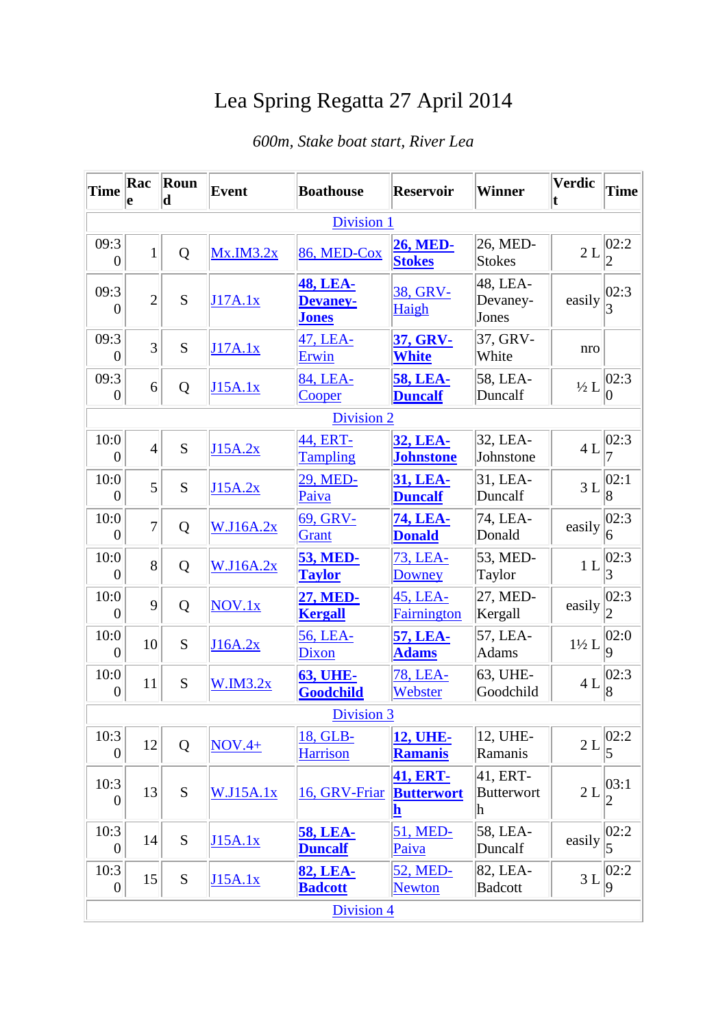# Lea Spring Regatta 27 April 2014

*600m, Stake boat start, River Lea*

| Time | Race | Round | Event | Boathouse | Reservoir | Winner | Verdict | Time |
|---|---|---|---|---|---|---|---|---|
| | | | | Division 1 | | | | |
| 09:30 | 1 | Q | Mx.IM3.2x | 86, MED-Cox | **26, MED-Stokes** | 26, MED-Stokes | 2 L | 02:22 |
| 09:30 | 2 | S | J17A.1x | **48, LEA-Devaney-Jones** | 38, GRV-Haigh | 48, LEA-Devaney-Jones | easily | 02:33 |
| 09:30 | 3 | S | J17A.1x | 47, LEA-Erwin | **37, GRV-White** | 37, GRV-White | nro | |
| 09:30 | 6 | Q | J15A.1x | 84, LEA-Cooper | **58, LEA-Duncalf** | 58, LEA-Duncalf | ½ L | 02:30 |
| | | | | Division 2 | | | | |
| 10:00 | 4 | S | J15A.2x | 44, ERT-Tampling | **32, LEA-Johnstone** | 32, LEA-Johnstone | 4 L | 02:37 |
| 10:00 | 5 | S | J15A.2x | 29, MED-Paiva | **31, LEA-Duncalf** | 31, LEA-Duncalf | 3 L | 02:18 |
| 10:00 | 7 | Q | W.J16A.2x | 69, GRV-Grant | **74, LEA-Donald** | 74, LEA-Donald | easily | 02:36 |
| 10:00 | 8 | Q | W.J16A.2x | **53, MED-Taylor** | 73, LEA-Downey | 53, MED-Taylor | 1 L | 02:33 |
| 10:00 | 9 | Q | NOV.1x | **27, MED-Kergall** | 45, LEA-Fairnington | 27, MED-Kergall | easily | 02:32 |
| 10:00 | 10 | S | J16A.2x | 56, LEA-Dixon | **57, LEA-Adams** | 57, LEA-Adams | 1½ L | 02:09 |
| 10:00 | 11 | S | W.IM3.2x | **63, UHE-Goodchild** | 78, LEA-Webster | 63, UHE-Goodchild | 4 L | 02:38 |
| | | | | Division 3 | | | | |
| 10:30 | 12 | Q | NOV.4+ | 18, GLB-Harrison | **12, UHE-Ramanis** | 12, UHE-Ramanis | 2 L | 02:25 |
| 10:30 | 13 | S | W.J15A.1x | 16, GRV-Friar | **41, ERT-Butterworth** | 41, ERT-Butterworth | 2 L | 03:12 |
| 10:30 | 14 | S | J15A.1x | **58, LEA-Duncalf** | 51, MED-Paiva | 58, LEA-Duncalf | easily | 02:25 |
| 10:30 | 15 | S | J15A.1x | **82, LEA-Badcott** | 52, MED-Newton | 82, LEA-Badcott | 3 L | 02:29 |
| | | | | Division 4 | | | | |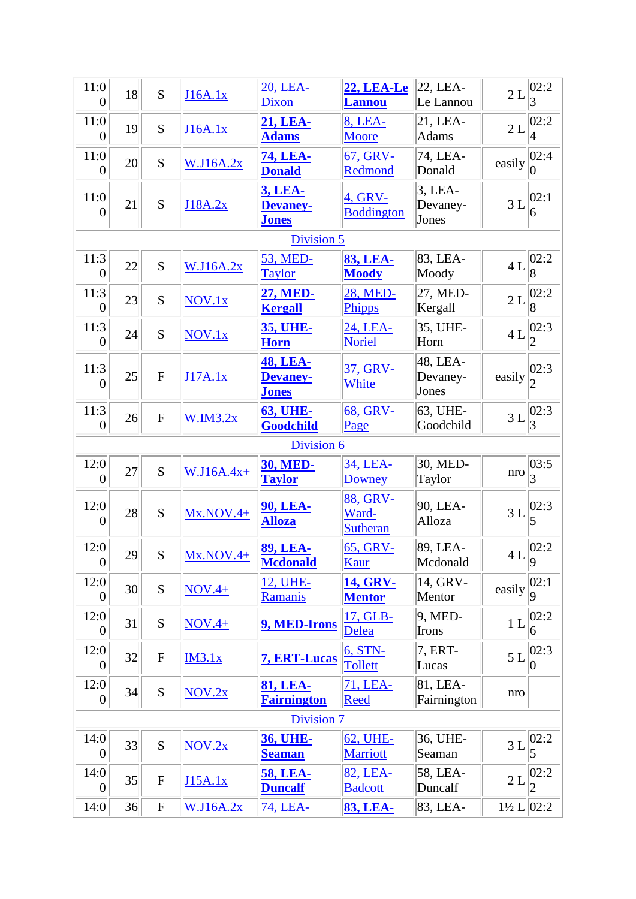| | | | | | | | | |
|---|---|---|---|---|---|---|---|---|
| 11:00 | 18 | S | J16A.1x | 20, LEA-Dixon | **22, LEA-Le Lannou** | 22, LEA-Le Lannou | 2 L | 02:23 |
| 11:00 | 19 | S | J16A.1x | **21, LEA-Adams** | 8, LEA-Moore | 21, LEA-Adams | 2 L | 02:24 |
| 11:00 | 20 | S | W.J16A.2x | **74, LEA-Donald** | 67, GRV-Redmond | 74, LEA-Donald | easily | 02:40 |
| 11:00 | 21 | S | J18A.2x | **3, LEA-Devaney-Jones** | 4, GRV-Boddington | 3, LEA-Devaney-Jones | 3 L | 02:16 |
| Division 5 | | | | | | | | |
| 11:30 | 22 | S | W.J16A.2x | 53, MED-Taylor | **83, LEA-Moody** | 83, LEA-Moody | 4 L | 02:28 |
| 11:30 | 23 | S | NOV.1x | **27, MED-Kergall** | 28, MED-Phipps | 27, MED-Kergall | 2 L | 02:28 |
| 11:30 | 24 | S | NOV.1x | **35, UHE-Horn** | 24, LEA-Noriel | 35, UHE-Horn | 4 L | 02:32 |
| 11:30 | 25 | F | J17A.1x | **48, LEA-Devaney-Jones** | 37, GRV-White | 48, LEA-Devaney-Jones | easily | 02:32 |
| 11:30 | 26 | F | W.IM3.2x | **63, UHE-Goodchild** | 68, GRV-Page | 63, UHE-Goodchild | 3 L | 02:33 |
| Division 6 | | | | | | | | |
| 12:00 | 27 | S | W.J16A.4x+ | **30, MED-Taylor** | 34, LEA-Downey | 30, MED-Taylor | nro | 03:53 |
| 12:00 | 28 | S | Mx.NOV.4+ | **90, LEA-Alloza** | 88, GRV-Ward-Sutheran | 90, LEA-Alloza | 3 L | 02:35 |
| 12:00 | 29 | S | Mx.NOV.4+ | **89, LEA-Mcdonald** | 65, GRV-Kaur | 89, LEA-Mcdonald | 4 L | 02:29 |
| 12:00 | 30 | S | NOV.4+ | 12, UHE-Ramanis | **14, GRV-Mentor** | 14, GRV-Mentor | easily | 02:19 |
| 12:00 | 31 | S | NOV.4+ | **9, MED-Irons** | 17, GLB-Delea | 9, MED-Irons | 1 L | 02:26 |
| 12:00 | 32 | F | IM3.1x | **7, ERT-Lucas** | 6, STN-Tollett | 7, ERT-Lucas | 5 L | 02:30 |
| 12:00 | 34 | S | NOV.2x | **81, LEA-Fairnington** | 71, LEA-Reed | 81, LEA-Fairnington | nro | |
| Division 7 | | | | | | | | |
| 14:00 | 33 | S | NOV.2x | **36, UHE-Seaman** | 62, UHE-Marriott | 36, UHE-Seaman | 3 L | 02:25 |
| 14:00 | 35 | F | J15A.1x | **58, LEA-Duncalf** | 82, LEA-Badcott | 58, LEA-Duncalf | 2 L | 02:22 |
| 14:0 | 36 | F | W.J16A.2x | 74, LEA- | **83, LEA-** | 83, LEA- | 1½ L | 02:2 |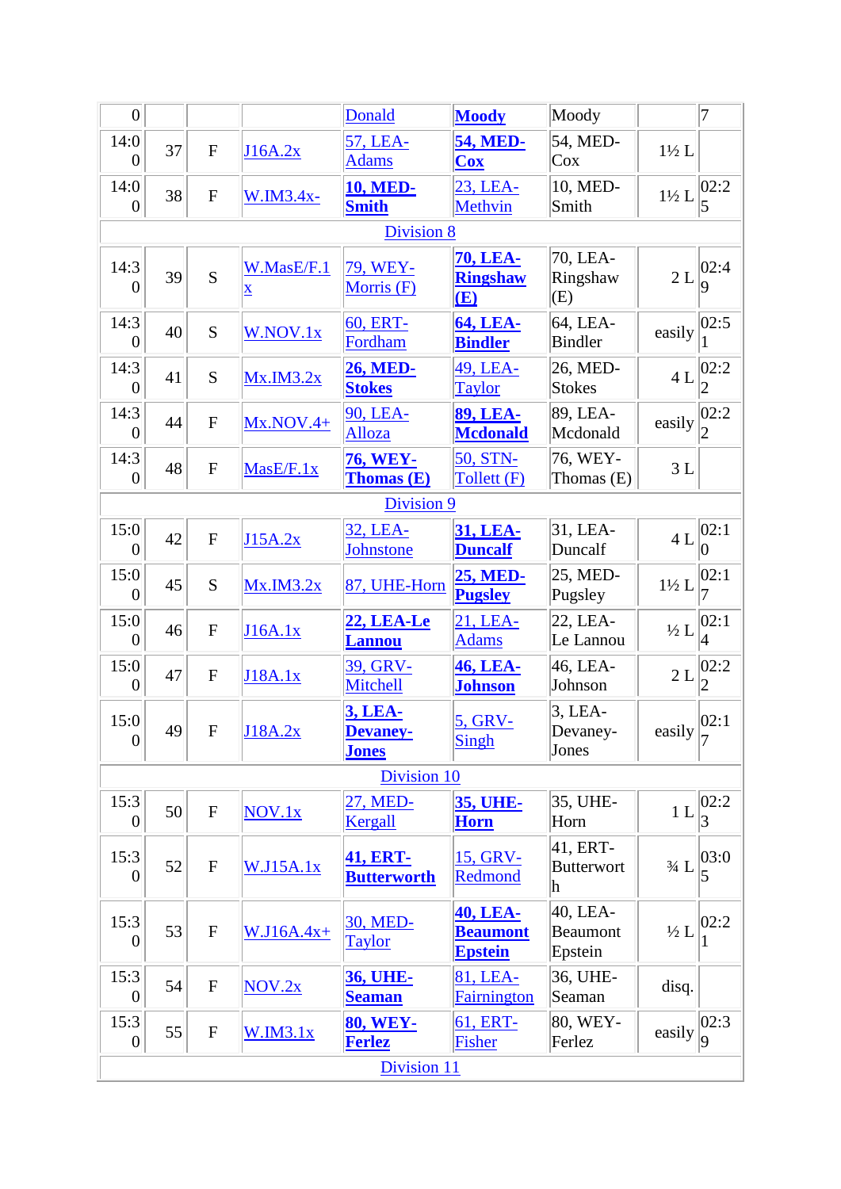| | | | | | | | | |
|---|---|---|---|---|---|---|---|---|
| 0 | | | | Donald | **Moody** | Moody | | 7 |
| 14:00 | 37 | F | J16A.2x | 57, LEA-Adams | **54, MED-Cox** | 54, MED-Cox | 1½ L | |
| 14:00 | 38 | F | W.IM3.4x- | **10, MED-Smith** | 23, LEA-Methvin | 10, MED-Smith | 1½ L | 02:25 |
| Division 8 | | | | | | | | |
| 14:30 | 39 | S | W.MasE/F.1x | 79, WEY-Morris (F) | **70, LEA-Ringshaw (E)** | 70, LEA-Ringshaw (E) | 2 L | 02:49 |
| 14:30 | 40 | S | W.NOV.1x | 60, ERT-Fordham | **64, LEA-Bindler** | 64, LEA-Bindler | easily | 02:51 |
| 14:30 | 41 | S | Mx.IM3.2x | **26, MED-Stokes** | 49, LEA-Taylor | 26, MED-Stokes | 4 L | 02:22 |
| 14:30 | 44 | F | Mx.NOV.4+ | 90, LEA-Alloza | **89, LEA-Mcdonald** | 89, LEA-Mcdonald | easily | 02:22 |
| 14:30 | 48 | F | MasE/F.1x | **76, WEY-Thomas (E)** | 50, STN-Tollett (F) | 76, WEY-Thomas (E) | 3 L | |
| Division 9 | | | | | | | | |
| 15:00 | 42 | F | J15A.2x | 32, LEA-Johnstone | **31, LEA-Duncalf** | 31, LEA-Duncalf | 4 L | 02:10 |
| 15:00 | 45 | S | Mx.IM3.2x | 87, UHE-Horn | **25, MED-Pugsley** | 25, MED-Pugsley | 1½ L | 02:17 |
| 15:00 | 46 | F | J16A.1x | **22, LEA-Le Lannou** | 21, LEA-Adams | 22, LEA-Le Lannou | ½ L | 02:14 |
| 15:00 | 47 | F | J18A.1x | 39, GRV-Mitchell | **46, LEA-Johnson** | 46, LEA-Johnson | 2 L | 02:22 |
| 15:00 | 49 | F | J18A.2x | **3, LEA-Devaney-Jones** | 5, GRV-Singh | 3, LEA-Devaney-Jones | easily | 02:17 |
| Division 10 | | | | | | | | |
| 15:30 | 50 | F | NOV.1x | 27, MED-Kergall | **35, UHE-Horn** | 35, UHE-Horn | 1 L | 02:23 |
| 15:30 | 52 | F | W.J15A.1x | **41, ERT-Butterworth** | 15, GRV-Redmond | 41, ERT-Butterworth | ¾ L | 03:05 |
| 15:30 | 53 | F | W.J16A.4x+ | 30, MED-Taylor | **40, LEA-Beaumont Epstein** | 40, LEA-Beaumont Epstein | ½ L | 02:21 |
| 15:30 | 54 | F | NOV.2x | **36, UHE-Seaman** | 81, LEA-Fairnington | 36, UHE-Seaman | disq. | |
| 15:30 | 55 | F | W.IM3.1x | **80, WEY-Ferlez** | 61, ERT-Fisher | 80, WEY-Ferlez | easily | 02:39 |
| Division 11 | | | | | | | | |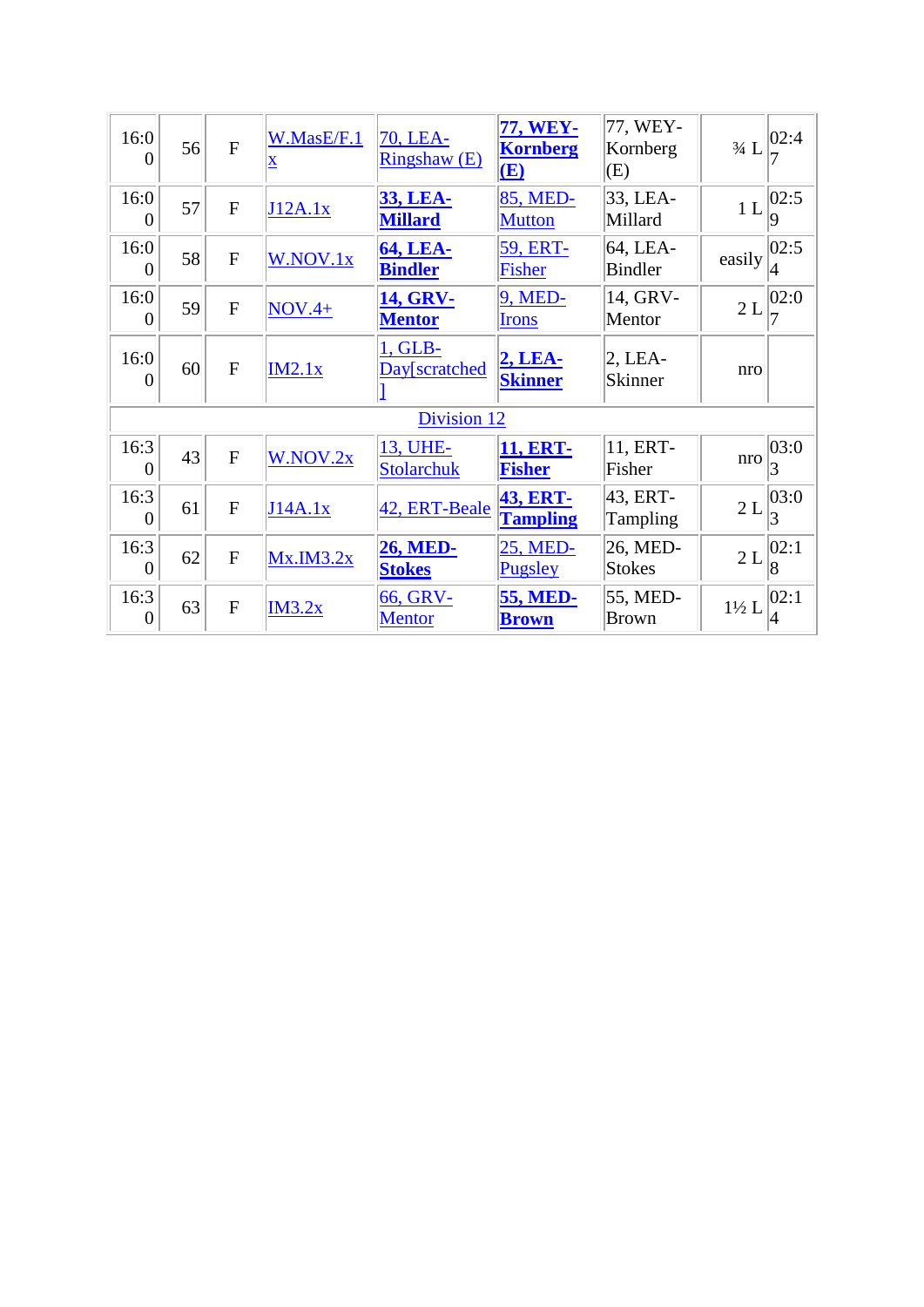| | | | | | | | | |
|---|---|---|---|---|---|---|---|---|
| 16:00 | 56 | F | W.MasE/F.1x | 70, LEA-Ringshaw (E) | **77, WEY-Kornberg (E)** | 77, WEY-Kornberg (E) | ¾ L | 02:47 |
| 16:00 | 57 | F | J12A.1x | **33, LEA-Millard** | 85, MED-Mutton | 33, LEA-Millard | 1 L | 02:59 |
| 16:00 | 58 | F | W.NOV.1x | **64, LEA-Bindler** | 59, ERT-Fisher | 64, LEA-Bindler | easily | 02:54 |
| 16:00 | 59 | F | NOV.4+ | **14, GRV-Mentor** | 9, MED-Irons | 14, GRV-Mentor | 2 L | 02:07 |
| 16:00 | 60 | F | IM2.1x | 1, GLB-Day[scratched] | **2, LEA-Skinner** | 2, LEA-Skinner | nro | |
| Division 12 | | | | | | | | |
| 16:30 | 43 | F | W.NOV.2x | 13, UHE-Stolarchuk | **11, ERT-Fisher** | 11, ERT-Fisher | nro | 03:03 |
| 16:30 | 61 | F | J14A.1x | 42, ERT-Beale | **43, ERT-Tampling** | 43, ERT-Tampling | 2 L | 03:03 |
| 16:30 | 62 | F | Mx.IM3.2x | **26, MED-Stokes** | 25, MED-Pugsley | 26, MED-Stokes | 2 L | 02:18 |
| 16:30 | 63 | F | IM3.2x | 66, GRV-Mentor | **55, MED-Brown** | 55, MED-Brown | 1½ L | 02:14 |